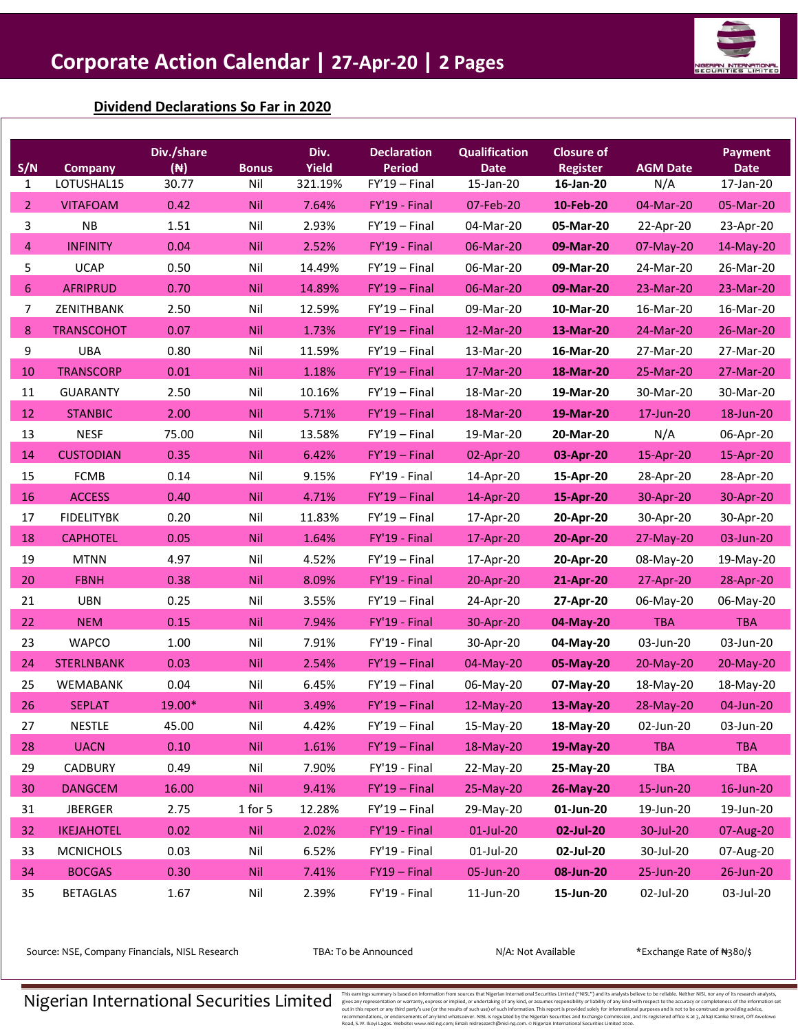# Corporate Action Calendar | 27-Apr-20 | 2 Pages

## Dividend Declarations So Far in 2020

| S/N | Company | Div./share (₦) | Bonus | Div. Yield | Declaration Period | Qualification Date | Closure of Register | AGM Date | Payment Date |
|---|---|---|---|---|---|---|---|---|---|
| 1 | LOTUSHAL15 | 30.77 | Nil | 321.19% | FY'19 – Final | 15-Jan-20 | **16-Jan-20** | N/A | 17-Jan-20 |
| 2 | VITAFOAM | 0.42 | Nil | 7.64% | FY'19 - Final | 07-Feb-20 | **10-Feb-20** | 04-Mar-20 | 05-Mar-20 |
| 3 | NB | 1.51 | Nil | 2.93% | FY'19 – Final | 04-Mar-20 | **05-Mar-20** | 22-Apr-20 | 23-Apr-20 |
| 4 | INFINITY | 0.04 | Nil | 2.52% | FY'19 - Final | 06-Mar-20 | **09-Mar-20** | 07-May-20 | 14-May-20 |
| 5 | UCAP | 0.50 | Nil | 14.49% | FY'19 – Final | 06-Mar-20 | **09-Mar-20** | 24-Mar-20 | 26-Mar-20 |
| 6 | AFRIPRUD | 0.70 | Nil | 14.89% | FY'19 – Final | 06-Mar-20 | **09-Mar-20** | 23-Mar-20 | 23-Mar-20 |
| 7 | ZENITHBANK | 2.50 | Nil | 12.59% | FY'19 – Final | 09-Mar-20 | **10-Mar-20** | 16-Mar-20 | 16-Mar-20 |
| 8 | TRANSCOHOT | 0.07 | Nil | 1.73% | FY'19 – Final | 12-Mar-20 | **13-Mar-20** | 24-Mar-20 | 26-Mar-20 |
| 9 | UBA | 0.80 | Nil | 11.59% | FY'19 – Final | 13-Mar-20 | **16-Mar-20** | 27-Mar-20 | 27-Mar-20 |
| 10 | TRANSCORP | 0.01 | Nil | 1.18% | FY'19 – Final | 17-Mar-20 | **18-Mar-20** | 25-Mar-20 | 27-Mar-20 |
| 11 | GUARANTY | 2.50 | Nil | 10.16% | FY'19 – Final | 18-Mar-20 | **19-Mar-20** | 30-Mar-20 | 30-Mar-20 |
| 12 | STANBIC | 2.00 | Nil | 5.71% | FY'19 – Final | 18-Mar-20 | **19-Mar-20** | 17-Jun-20 | 18-Jun-20 |
| 13 | NESF | 75.00 | Nil | 13.58% | FY'19 – Final | 19-Mar-20 | **20-Mar-20** | N/A | 06-Apr-20 |
| 14 | CUSTODIAN | 0.35 | Nil | 6.42% | FY'19 – Final | 02-Apr-20 | **03-Apr-20** | 15-Apr-20 | 15-Apr-20 |
| 15 | FCMB | 0.14 | Nil | 9.15% | FY'19 - Final | 14-Apr-20 | **15-Apr-20** | 28-Apr-20 | 28-Apr-20 |
| 16 | ACCESS | 0.40 | Nil | 4.71% | FY'19 – Final | 14-Apr-20 | **15-Apr-20** | 30-Apr-20 | 30-Apr-20 |
| 17 | FIDELITYBK | 0.20 | Nil | 11.83% | FY'19 – Final | 17-Apr-20 | **20-Apr-20** | 30-Apr-20 | 30-Apr-20 |
| 18 | CAPHOTEL | 0.05 | Nil | 1.64% | FY'19 - Final | 17-Apr-20 | **20-Apr-20** | 27-May-20 | 03-Jun-20 |
| 19 | MTNN | 4.97 | Nil | 4.52% | FY'19 – Final | 17-Apr-20 | **20-Apr-20** | 08-May-20 | 19-May-20 |
| 20 | FBNH | 0.38 | Nil | 8.09% | FY'19 - Final | 20-Apr-20 | **21-Apr-20** | 27-Apr-20 | 28-Apr-20 |
| 21 | UBN | 0.25 | Nil | 3.55% | FY'19 – Final | 24-Apr-20 | **27-Apr-20** | 06-May-20 | 06-May-20 |
| 22 | NEM | 0.15 | Nil | 7.94% | FY'19 - Final | 30-Apr-20 | **04-May-20** | TBA | TBA |
| 23 | WAPCO | 1.00 | Nil | 7.91% | FY'19 - Final | 30-Apr-20 | **04-May-20** | 03-Jun-20 | 03-Jun-20 |
| 24 | STERLNBANK | 0.03 | Nil | 2.54% | FY'19 – Final | 04-May-20 | **05-May-20** | 20-May-20 | 20-May-20 |
| 25 | WEMABANK | 0.04 | Nil | 6.45% | FY'19 – Final | 06-May-20 | **07-May-20** | 18-May-20 | 18-May-20 |
| 26 | SEPLAT | 19.00* | Nil | 3.49% | FY'19 – Final | 12-May-20 | **13-May-20** | 28-May-20 | 04-Jun-20 |
| 27 | NESTLE | 45.00 | Nil | 4.42% | FY'19 – Final | 15-May-20 | **18-May-20** | 02-Jun-20 | 03-Jun-20 |
| 28 | UACN | 0.10 | Nil | 1.61% | FY'19 – Final | 18-May-20 | **19-May-20** | TBA | TBA |
| 29 | CADBURY | 0.49 | Nil | 7.90% | FY'19 - Final | 22-May-20 | **25-May-20** | TBA | TBA |
| 30 | DANGCEM | 16.00 | Nil | 9.41% | FY'19 – Final | 25-May-20 | **26-May-20** | 15-Jun-20 | 16-Jun-20 |
| 31 | JBERGER | 2.75 | 1 for 5 | 12.28% | FY'19 – Final | 29-May-20 | **01-Jun-20** | 19-Jun-20 | 19-Jun-20 |
| 32 | IKEJAHOTEL | 0.02 | Nil | 2.02% | FY'19 - Final | 01-Jul-20 | **02-Jul-20** | 30-Jul-20 | 07-Aug-20 |
| 33 | MCNICHOLS | 0.03 | Nil | 6.52% | FY'19 - Final | 01-Jul-20 | **02-Jul-20** | 30-Jul-20 | 07-Aug-20 |
| 34 | BOCGAS | 0.30 | Nil | 7.41% | FY19 – Final | 05-Jun-20 | **08-Jun-20** | 25-Jun-20 | 26-Jun-20 |
| 35 | BETAGLAS | 1.67 | Nil | 2.39% | FY'19 - Final | 11-Jun-20 | **15-Jun-20** | 02-Jul-20 | 03-Jul-20 |

Source: NSE, Company Financials, NISL Research     TBA: To be Announced     N/A: Not Available     *Exchange Rate of ₦380/$

Nigerian International Securities Limited

This earnings summary is based on information from sources that Nigerian International Securities Limited ("NISL") and its analysts believe to be reliable. Neither NISL nor any of its research analysts, gives any representation or warranty, express or implied, or undertaking of any kind, or assumes responsibility or liability of any kind with respect to the accuracy or completeness of the information set out in this report or any third party's use (or the results of such use) of such information. This report is provided solely for informational purposes and is not to be construed as providing advice, recommendations, or endorsements of any kind whatsoever. NISL is regulated by the Nigerian Securities and Exchange Commission, and its registered office is at 3, Alhaji Kanike Street, Off Awolowo Road, S.W. Ikoyi Lagos. Website: www.nisl-ng.com; Email: nislresearch@nisl-ng.com. © Nigerian International Securities Limited 2020.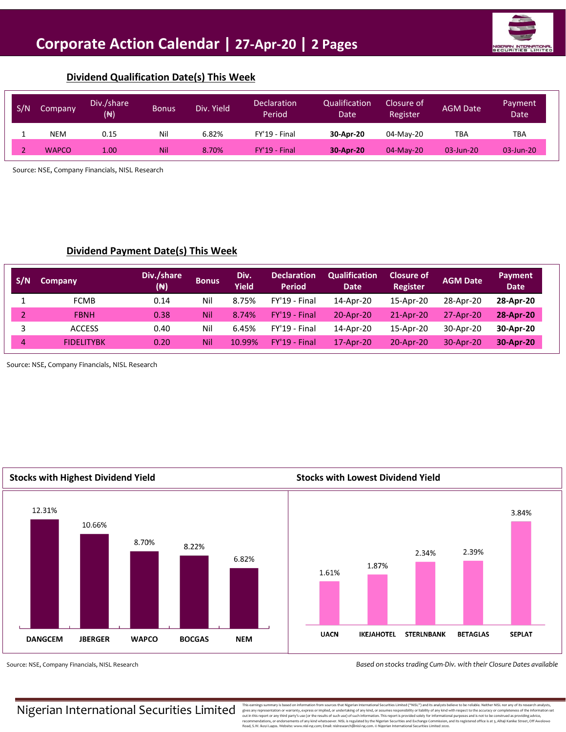# Corporate Action Calendar | 27-Apr-20 | 2 Pages

## Dividend Qualification Date(s) This Week

| S/N | Company | Div./share (₦) | Bonus | Div. Yield | Declaration Period | Qualification Date | Closure of Register | AGM Date | Payment Date |
|---|---|---|---|---|---|---|---|---|---|
| 1 | NEM | 0.15 | Nil | 6.82% | FY'19 - Final | **30-Apr-20** | 04-May-20 | TBA | TBA |
| 2 | WAPCO | 1.00 | Nil | 8.70% | FY'19 - Final | **30-Apr-20** | 04-May-20 | 03-Jun-20 | 03-Jun-20 |

Source: NSE, Company Financials, NISL Research

## Dividend Payment Date(s) This Week

| S/N | Company | Div./share (₦) | Bonus | Div. Yield | Declaration Period | Qualification Date | Closure of Register | AGM Date | Payment Date |
|---|---|---|---|---|---|---|---|---|---|
| 1 | FCMB | 0.14 | Nil | 8.75% | FY'19 - Final | 14-Apr-20 | 15-Apr-20 | 28-Apr-20 | **28-Apr-20** |
| 2 | FBNH | 0.38 | Nil | 8.74% | FY'19 - Final | 20-Apr-20 | 21-Apr-20 | 27-Apr-20 | **28-Apr-20** |
| 3 | ACCESS | 0.40 | Nil | 6.45% | FY'19 - Final | 14-Apr-20 | 15-Apr-20 | 30-Apr-20 | **30-Apr-20** |
| 4 | FIDELITYBK | 0.20 | Nil | 10.99% | FY'19 - Final | 17-Apr-20 | 20-Apr-20 | 30-Apr-20 | **30-Apr-20** |

Source: NSE, Company Financials, NISL Research

### Stocks with Highest Dividend Yield

12.31%
10.66%
8.70%
8.22%
6.82%

DANGCEM
JBERGER
WAPCO
BOCGAS
NEM

### Stocks with Lowest Dividend Yield

1.61%
1.87%
2.34%
2.39%
3.84%

UACN
IKEJAHOTEL
STERLNBANK
BETAGLAS
SEPLAT

Source: NSE, Company Financials, NISL Research

*Based on stocks trading Cum-Div. with their Closure Dates available*

Nigerian International Securities Limited

This earnings summary is based on information from sources that Nigerian International Securities Limited ("NISL") and its analysts believe to be reliable. Neither NISL nor any of its research analysts, gives any representation or warranty, express or implied, or undertaking of any kind, or assumes responsibility or liability of any kind with respect to the accuracy or completeness of the information set out in this report or any third party's use (or the results of such use) of such information. This report is provided solely for informational purposes and is not to be construed as providing advice, recommendations, or endorsements of any kind whatsoever. NISL is regulated by the Nigerian Securities and Exchange Commission, and its registered office is at 3, Alhaji Kanike Street, Off Awolowo Road, S.W. Ikoyi Lagos. Website: www.nisl-ng.com; Email: nislresearch@nisl-ng.com. © Nigerian International Securities Limited 2020.